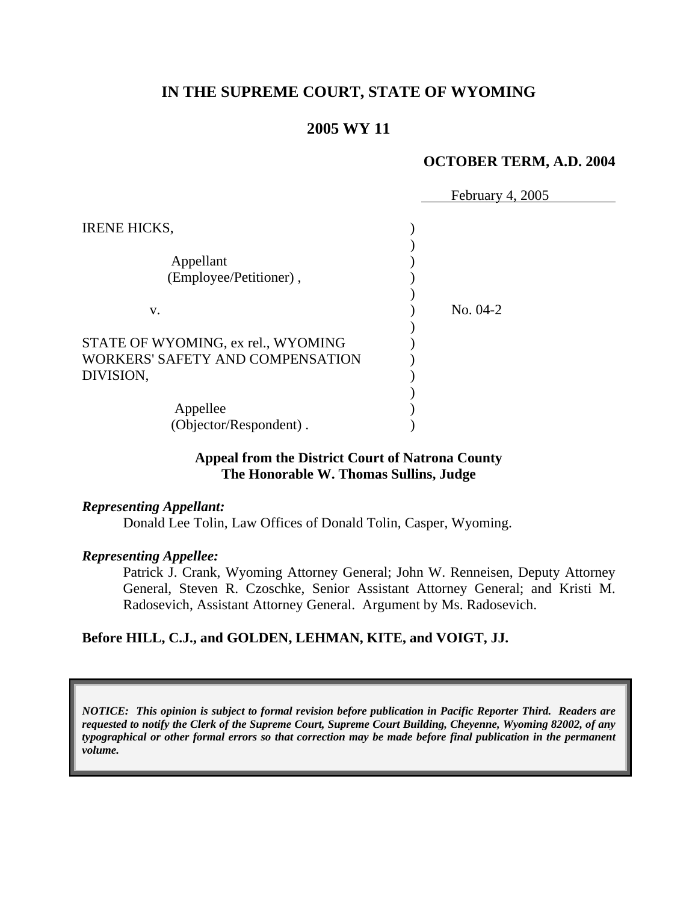# IN THE SUPREME COURT, STATE OF WYOMING

## 2005 WY 11

**OCTOBER TERM, A.D. 2004**

February 4, 2005

IRENE HICKS,

Appellant
(Employee/Petitioner),

v.

No. 04-2

STATE OF WYOMING, ex rel., WYOMING WORKERS' SAFETY AND COMPENSATION DIVISION,

Appellee
(Objector/Respondent).

**Appeal from the District Court of Natrona County**
**The Honorable W. Thomas Sullins, Judge**

***Representing Appellant:***

Donald Lee Tolin, Law Offices of Donald Tolin, Casper, Wyoming.

***Representing Appellee:***

Patrick J. Crank, Wyoming Attorney General; John W. Renneisen, Deputy Attorney General, Steven R. Czoschke, Senior Assistant Attorney General; and Kristi M. Radosevich, Assistant Attorney General. Argument by Ms. Radosevich.

**Before HILL, C.J., and GOLDEN, LEHMAN, KITE, and VOIGT, JJ.**

*NOTICE: This opinion is subject to formal revision before publication in Pacific Reporter Third. Readers are requested to notify the Clerk of the Supreme Court, Supreme Court Building, Cheyenne, Wyoming 82002, of any typographical or other formal errors so that correction may be made before final publication in the permanent volume.*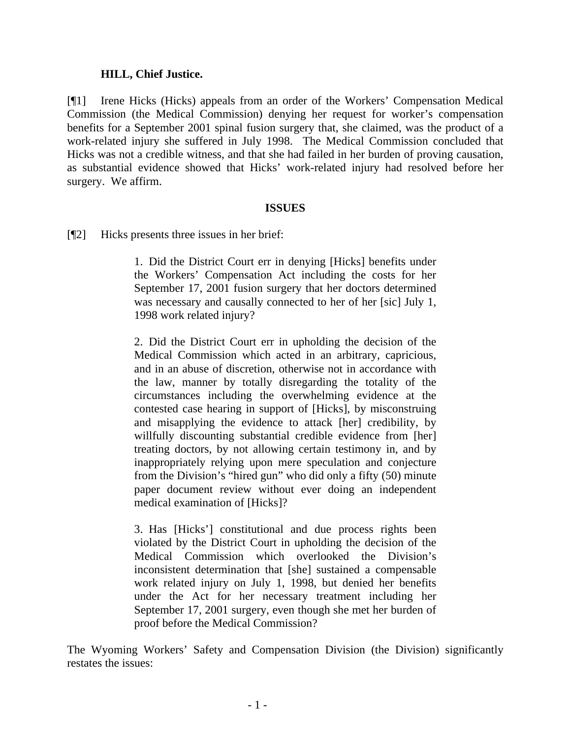**HILL, Chief Justice.**

[¶1] Irene Hicks (Hicks) appeals from an order of the Workers' Compensation Medical Commission (the Medical Commission) denying her request for worker's compensation benefits for a September 2001 spinal fusion surgery that, she claimed, was the product of a work-related injury she suffered in July 1998. The Medical Commission concluded that Hicks was not a credible witness, and that she had failed in her burden of proving causation, as substantial evidence showed that Hicks' work-related injury had resolved before her surgery. We affirm.

## ISSUES

[¶2] Hicks presents three issues in her brief:

> 1. Did the District Court err in denying [Hicks] benefits under the Workers' Compensation Act including the costs for her September 17, 2001 fusion surgery that her doctors determined was necessary and causally connected to her of her [sic] July 1, 1998 work related injury?
>
> 2. Did the District Court err in upholding the decision of the Medical Commission which acted in an arbitrary, capricious, and in an abuse of discretion, otherwise not in accordance with the law, manner by totally disregarding the totality of the circumstances including the overwhelming evidence at the contested case hearing in support of [Hicks], by misconstruing and misapplying the evidence to attack [her] credibility, by willfully discounting substantial credible evidence from [her] treating doctors, by not allowing certain testimony in, and by inappropriately relying upon mere speculation and conjecture from the Division's "hired gun" who did only a fifty (50) minute paper document review without ever doing an independent medical examination of [Hicks]?
>
> 3. Has [Hicks'] constitutional and due process rights been violated by the District Court in upholding the decision of the Medical Commission which overlooked the Division's inconsistent determination that [she] sustained a compensable work related injury on July 1, 1998, but denied her benefits under the Act for her necessary treatment including her September 17, 2001 surgery, even though she met her burden of proof before the Medical Commission?

The Wyoming Workers' Safety and Compensation Division (the Division) significantly restates the issues: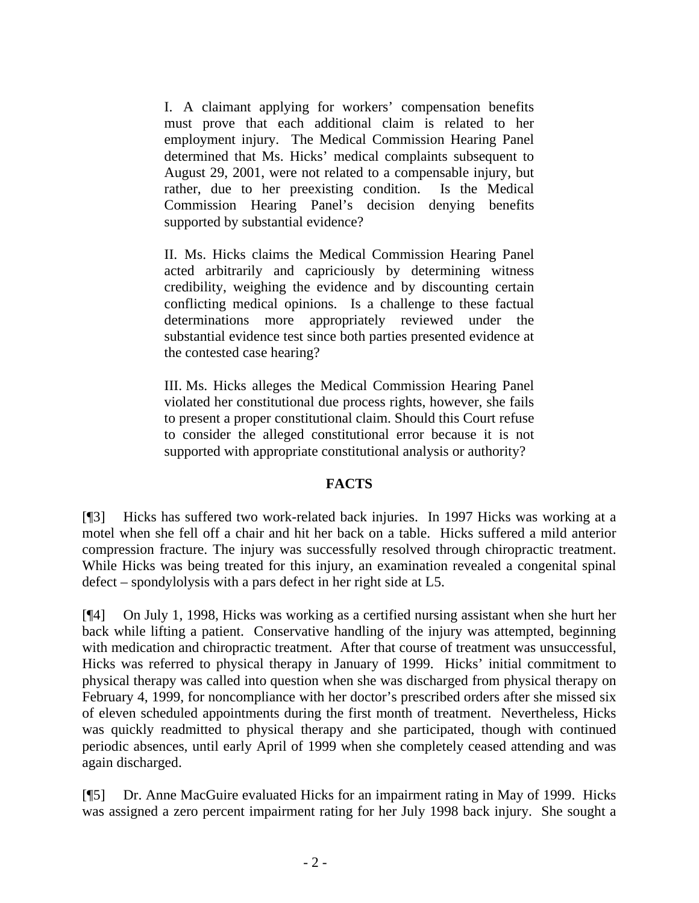> I. A claimant applying for workers' compensation benefits must prove that each additional claim is related to her employment injury. The Medical Commission Hearing Panel determined that Ms. Hicks' medical complaints subsequent to August 29, 2001, were not related to a compensable injury, but rather, due to her preexisting condition. Is the Medical Commission Hearing Panel's decision denying benefits supported by substantial evidence?
>
> II. Ms. Hicks claims the Medical Commission Hearing Panel acted arbitrarily and capriciously by determining witness credibility, weighing the evidence and by discounting certain conflicting medical opinions. Is a challenge to these factual determinations more appropriately reviewed under the substantial evidence test since both parties presented evidence at the contested case hearing?
>
> III. Ms. Hicks alleges the Medical Commission Hearing Panel violated her constitutional due process rights, however, she fails to present a proper constitutional claim. Should this Court refuse to consider the alleged constitutional error because it is not supported with appropriate constitutional analysis or authority?

## FACTS

[¶3] Hicks has suffered two work-related back injuries. In 1997 Hicks was working at a motel when she fell off a chair and hit her back on a table. Hicks suffered a mild anterior compression fracture. The injury was successfully resolved through chiropractic treatment. While Hicks was being treated for this injury, an examination revealed a congenital spinal defect – spondylolysis with a pars defect in her right side at L5.

[¶4] On July 1, 1998, Hicks was working as a certified nursing assistant when she hurt her back while lifting a patient. Conservative handling of the injury was attempted, beginning with medication and chiropractic treatment. After that course of treatment was unsuccessful, Hicks was referred to physical therapy in January of 1999. Hicks' initial commitment to physical therapy was called into question when she was discharged from physical therapy on February 4, 1999, for noncompliance with her doctor's prescribed orders after she missed six of eleven scheduled appointments during the first month of treatment. Nevertheless, Hicks was quickly readmitted to physical therapy and she participated, though with continued periodic absences, until early April of 1999 when she completely ceased attending and was again discharged.

[¶5] Dr. Anne MacGuire evaluated Hicks for an impairment rating in May of 1999. Hicks was assigned a zero percent impairment rating for her July 1998 back injury. She sought a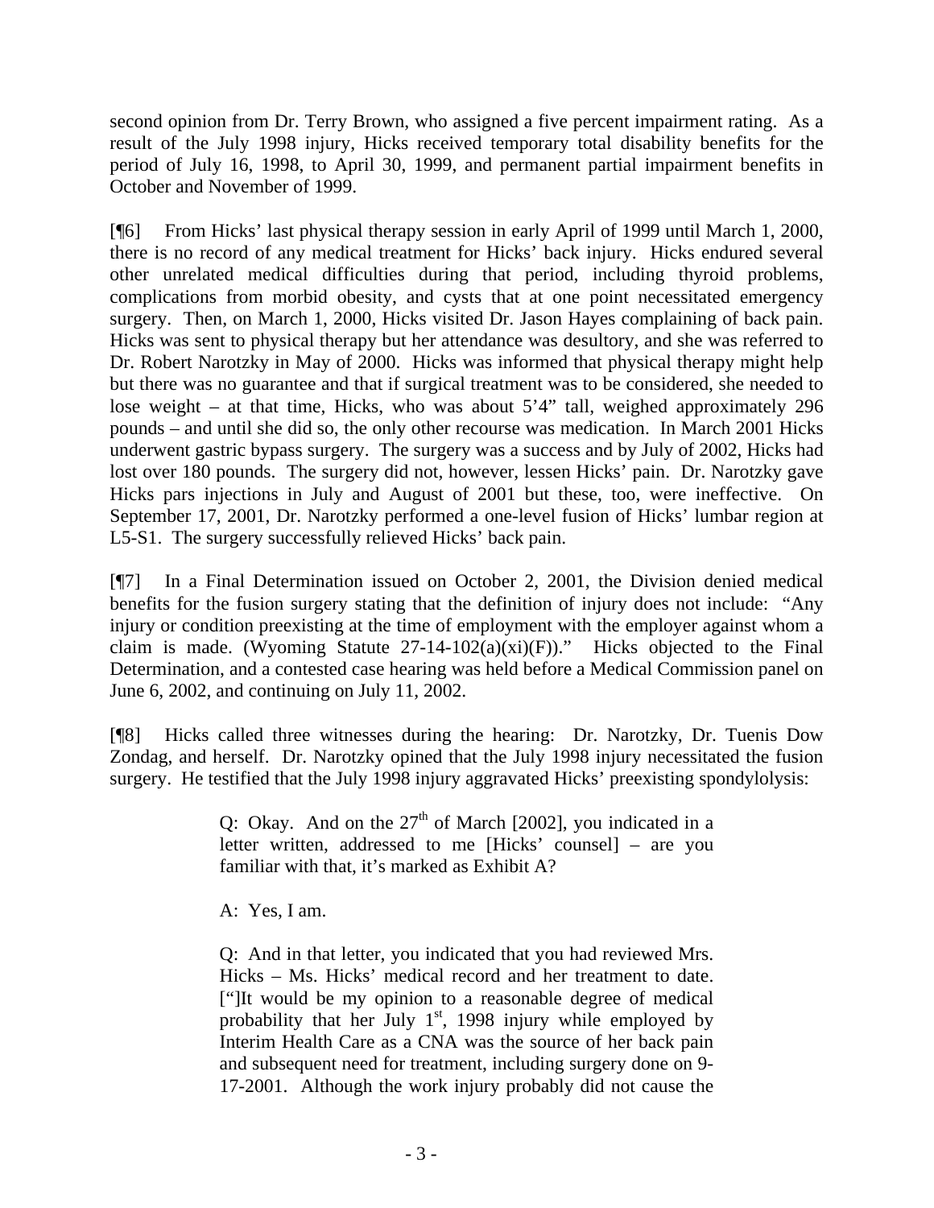second opinion from Dr. Terry Brown, who assigned a five percent impairment rating. As a result of the July 1998 injury, Hicks received temporary total disability benefits for the period of July 16, 1998, to April 30, 1999, and permanent partial impairment benefits in October and November of 1999.

[¶6] From Hicks' last physical therapy session in early April of 1999 until March 1, 2000, there is no record of any medical treatment for Hicks' back injury. Hicks endured several other unrelated medical difficulties during that period, including thyroid problems, complications from morbid obesity, and cysts that at one point necessitated emergency surgery. Then, on March 1, 2000, Hicks visited Dr. Jason Hayes complaining of back pain. Hicks was sent to physical therapy but her attendance was desultory, and she was referred to Dr. Robert Narotzky in May of 2000. Hicks was informed that physical therapy might help but there was no guarantee and that if surgical treatment was to be considered, she needed to lose weight – at that time, Hicks, who was about 5'4" tall, weighed approximately 296 pounds – and until she did so, the only other recourse was medication. In March 2001 Hicks underwent gastric bypass surgery. The surgery was a success and by July of 2002, Hicks had lost over 180 pounds. The surgery did not, however, lessen Hicks' pain. Dr. Narotzky gave Hicks pars injections in July and August of 2001 but these, too, were ineffective. On September 17, 2001, Dr. Narotzky performed a one-level fusion of Hicks' lumbar region at L5-S1. The surgery successfully relieved Hicks' back pain.

[¶7] In a Final Determination issued on October 2, 2001, the Division denied medical benefits for the fusion surgery stating that the definition of injury does not include: "Any injury or condition preexisting at the time of employment with the employer against whom a claim is made. (Wyoming Statute 27-14-102(a)(xi)(F))." Hicks objected to the Final Determination, and a contested case hearing was held before a Medical Commission panel on June 6, 2002, and continuing on July 11, 2002.

[¶8] Hicks called three witnesses during the hearing: Dr. Narotzky, Dr. Tuenis Dow Zondag, and herself. Dr. Narotzky opined that the July 1998 injury necessitated the fusion surgery. He testified that the July 1998 injury aggravated Hicks' preexisting spondylolysis:

> Q: Okay. And on the 27th of March [2002], you indicated in a letter written, addressed to me [Hicks' counsel] – are you familiar with that, it's marked as Exhibit A?
>
> A: Yes, I am.
>
> Q: And in that letter, you indicated that you had reviewed Mrs. Hicks – Ms. Hicks' medical record and her treatment to date. ["]It would be my opinion to a reasonable degree of medical probability that her July 1st, 1998 injury while employed by Interim Health Care as a CNA was the source of her back pain and subsequent need for treatment, including surgery done on 9-17-2001. Although the work injury probably did not cause the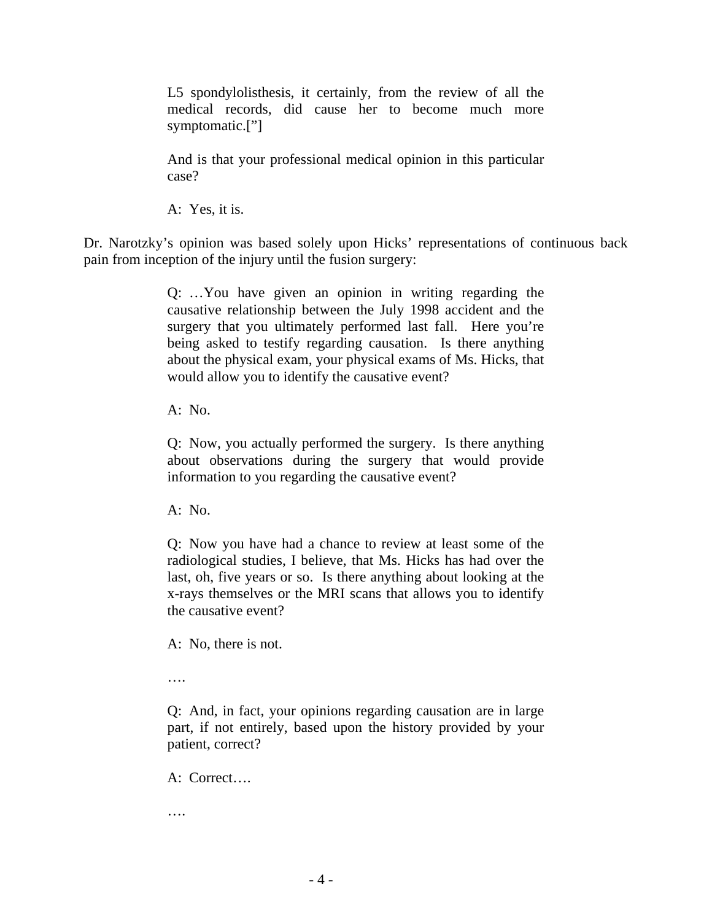> L5 spondylolisthesis, it certainly, from the review of all the medical records, did cause her to become much more symptomatic.[”]
>
> And is that your professional medical opinion in this particular case?
>
> A: Yes, it is.

Dr. Narotzky’s opinion was based solely upon Hicks’ representations of continuous back pain from inception of the injury until the fusion surgery:

> Q: …You have given an opinion in writing regarding the causative relationship between the July 1998 accident and the surgery that you ultimately performed last fall. Here you’re being asked to testify regarding causation. Is there anything about the physical exam, your physical exams of Ms. Hicks, that would allow you to identify the causative event?
>
> A: No.
>
> Q: Now, you actually performed the surgery. Is there anything about observations during the surgery that would provide information to you regarding the causative event?
>
> A: No.
>
> Q: Now you have had a chance to review at least some of the radiological studies, I believe, that Ms. Hicks has had over the last, oh, five years or so. Is there anything about looking at the x-rays themselves or the MRI scans that allows you to identify the causative event?
>
> A: No, there is not.
>
> ….
>
> Q: And, in fact, your opinions regarding causation are in large part, if not entirely, based upon the history provided by your patient, correct?
>
> A: Correct….
>
> ….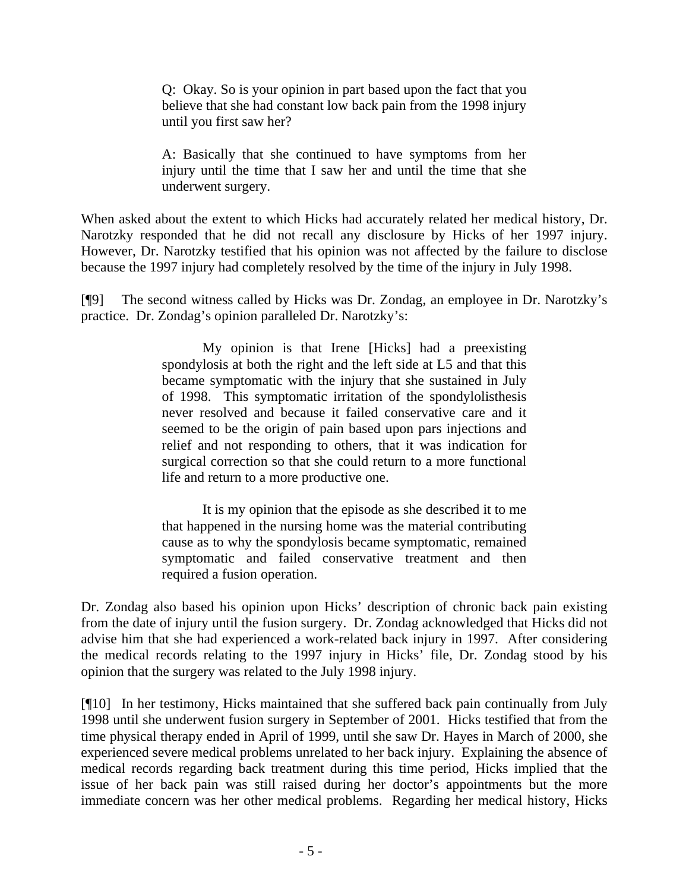> Q: Okay. So is your opinion in part based upon the fact that you believe that she had constant low back pain from the 1998 injury until you first saw her?
>
> A: Basically that she continued to have symptoms from her injury until the time that I saw her and until the time that she underwent surgery.

When asked about the extent to which Hicks had accurately related her medical history, Dr. Narotzky responded that he did not recall any disclosure by Hicks of her 1997 injury. However, Dr. Narotzky testified that his opinion was not affected by the failure to disclose because the 1997 injury had completely resolved by the time of the injury in July 1998.

[¶9] The second witness called by Hicks was Dr. Zondag, an employee in Dr. Narotzky's practice. Dr. Zondag's opinion paralleled Dr. Narotzky's:

> My opinion is that Irene [Hicks] had a preexisting spondylosis at both the right and the left side at L5 and that this became symptomatic with the injury that she sustained in July of 1998. This symptomatic irritation of the spondylolisthesis never resolved and because it failed conservative care and it seemed to be the origin of pain based upon pars injections and relief and not responding to others, that it was indication for surgical correction so that she could return to a more functional life and return to a more productive one.
>
> It is my opinion that the episode as she described it to me that happened in the nursing home was the material contributing cause as to why the spondylosis became symptomatic, remained symptomatic and failed conservative treatment and then required a fusion operation.

Dr. Zondag also based his opinion upon Hicks' description of chronic back pain existing from the date of injury until the fusion surgery. Dr. Zondag acknowledged that Hicks did not advise him that she had experienced a work-related back injury in 1997. After considering the medical records relating to the 1997 injury in Hicks' file, Dr. Zondag stood by his opinion that the surgery was related to the July 1998 injury.

[¶10] In her testimony, Hicks maintained that she suffered back pain continually from July 1998 until she underwent fusion surgery in September of 2001. Hicks testified that from the time physical therapy ended in April of 1999, until she saw Dr. Hayes in March of 2000, she experienced severe medical problems unrelated to her back injury. Explaining the absence of medical records regarding back treatment during this time period, Hicks implied that the issue of her back pain was still raised during her doctor's appointments but the more immediate concern was her other medical problems. Regarding her medical history, Hicks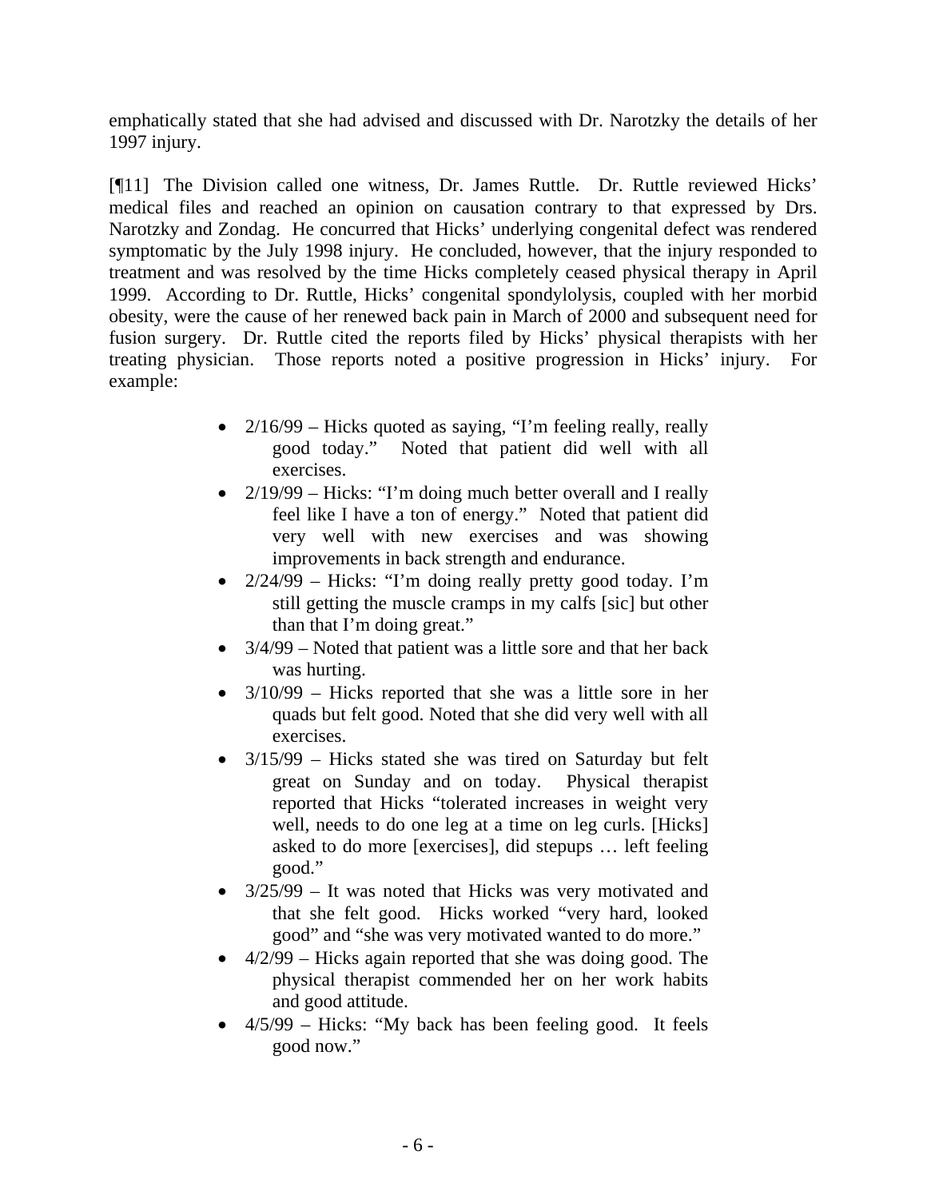emphatically stated that she had advised and discussed with Dr. Narotzky the details of her 1997 injury.

[¶11] The Division called one witness, Dr. James Ruttle. Dr. Ruttle reviewed Hicks' medical files and reached an opinion on causation contrary to that expressed by Drs. Narotzky and Zondag. He concurred that Hicks' underlying congenital defect was rendered symptomatic by the July 1998 injury. He concluded, however, that the injury responded to treatment and was resolved by the time Hicks completely ceased physical therapy in April 1999. According to Dr. Ruttle, Hicks' congenital spondylolysis, coupled with her morbid obesity, were the cause of her renewed back pain in March of 2000 and subsequent need for fusion surgery. Dr. Ruttle cited the reports filed by Hicks' physical therapists with her treating physician. Those reports noted a positive progression in Hicks' injury. For example:

- 2/16/99 – Hicks quoted as saying, "I'm feeling really, really good today." Noted that patient did well with all exercises.
- 2/19/99 – Hicks: "I'm doing much better overall and I really feel like I have a ton of energy." Noted that patient did very well with new exercises and was showing improvements in back strength and endurance.
- 2/24/99 – Hicks: "I'm doing really pretty good today. I'm still getting the muscle cramps in my calfs [sic] but other than that I'm doing great."
- 3/4/99 – Noted that patient was a little sore and that her back was hurting.
- 3/10/99 – Hicks reported that she was a little sore in her quads but felt good. Noted that she did very well with all exercises.
- 3/15/99 – Hicks stated she was tired on Saturday but felt great on Sunday and on today. Physical therapist reported that Hicks "tolerated increases in weight very well, needs to do one leg at a time on leg curls. [Hicks] asked to do more [exercises], did stepups … left feeling good."
- 3/25/99 – It was noted that Hicks was very motivated and that she felt good. Hicks worked "very hard, looked good" and "she was very motivated wanted to do more."
- 4/2/99 – Hicks again reported that she was doing good. The physical therapist commended her on her work habits and good attitude.
- 4/5/99 – Hicks: "My back has been feeling good. It feels good now."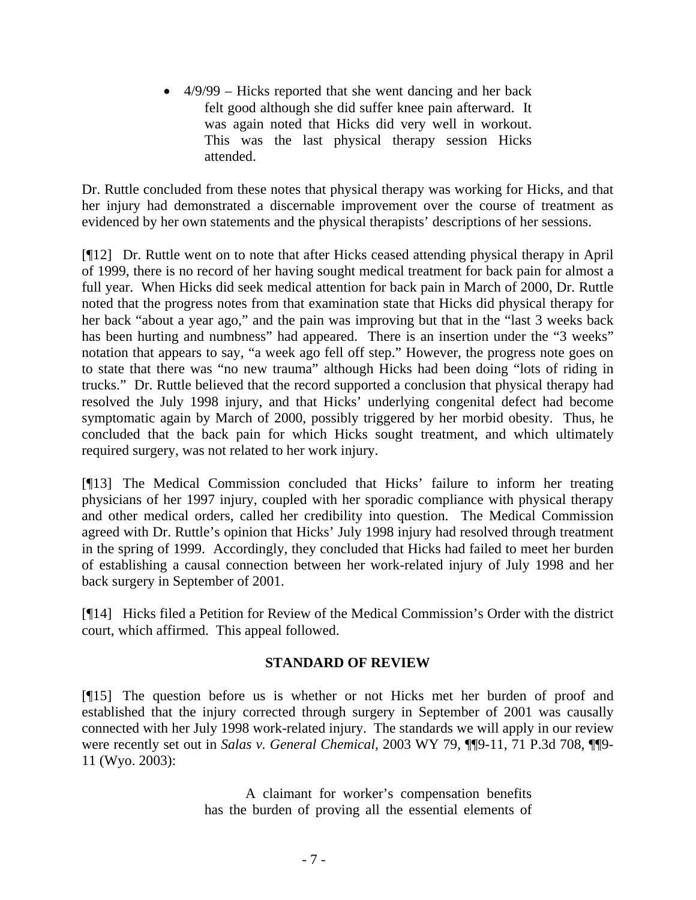- 4/9/99 – Hicks reported that she went dancing and her back felt good although she did suffer knee pain afterward. It was again noted that Hicks did very well in workout. This was the last physical therapy session Hicks attended.

Dr. Ruttle concluded from these notes that physical therapy was working for Hicks, and that her injury had demonstrated a discernable improvement over the course of treatment as evidenced by her own statements and the physical therapists' descriptions of her sessions.

[¶12] Dr. Ruttle went on to note that after Hicks ceased attending physical therapy in April of 1999, there is no record of her having sought medical treatment for back pain for almost a full year. When Hicks did seek medical attention for back pain in March of 2000, Dr. Ruttle noted that the progress notes from that examination state that Hicks did physical therapy for her back "about a year ago," and the pain was improving but that in the "last 3 weeks back has been hurting and numbness" had appeared. There is an insertion under the "3 weeks" notation that appears to say, "a week ago fell off step." However, the progress note goes on to state that there was "no new trauma" although Hicks had been doing "lots of riding in trucks." Dr. Ruttle believed that the record supported a conclusion that physical therapy had resolved the July 1998 injury, and that Hicks' underlying congenital defect had become symptomatic again by March of 2000, possibly triggered by her morbid obesity. Thus, he concluded that the back pain for which Hicks sought treatment, and which ultimately required surgery, was not related to her work injury.

[¶13] The Medical Commission concluded that Hicks' failure to inform her treating physicians of her 1997 injury, coupled with her sporadic compliance with physical therapy and other medical orders, called her credibility into question. The Medical Commission agreed with Dr. Ruttle's opinion that Hicks' July 1998 injury had resolved through treatment in the spring of 1999. Accordingly, they concluded that Hicks had failed to meet her burden of establishing a causal connection between her work-related injury of July 1998 and her back surgery in September of 2001.

[¶14] Hicks filed a Petition for Review of the Medical Commission's Order with the district court, which affirmed. This appeal followed.

## STANDARD OF REVIEW

[¶15] The question before us is whether or not Hicks met her burden of proof and established that the injury corrected through surgery in September of 2001 was causally connected with her July 1998 work-related injury. The standards we will apply in our review were recently set out in *Salas v. General Chemical*, 2003 WY 79, ¶¶9-11, 71 P.3d 708, ¶¶9-11 (Wyo. 2003):

> A claimant for worker's compensation benefits has the burden of proving all the essential elements of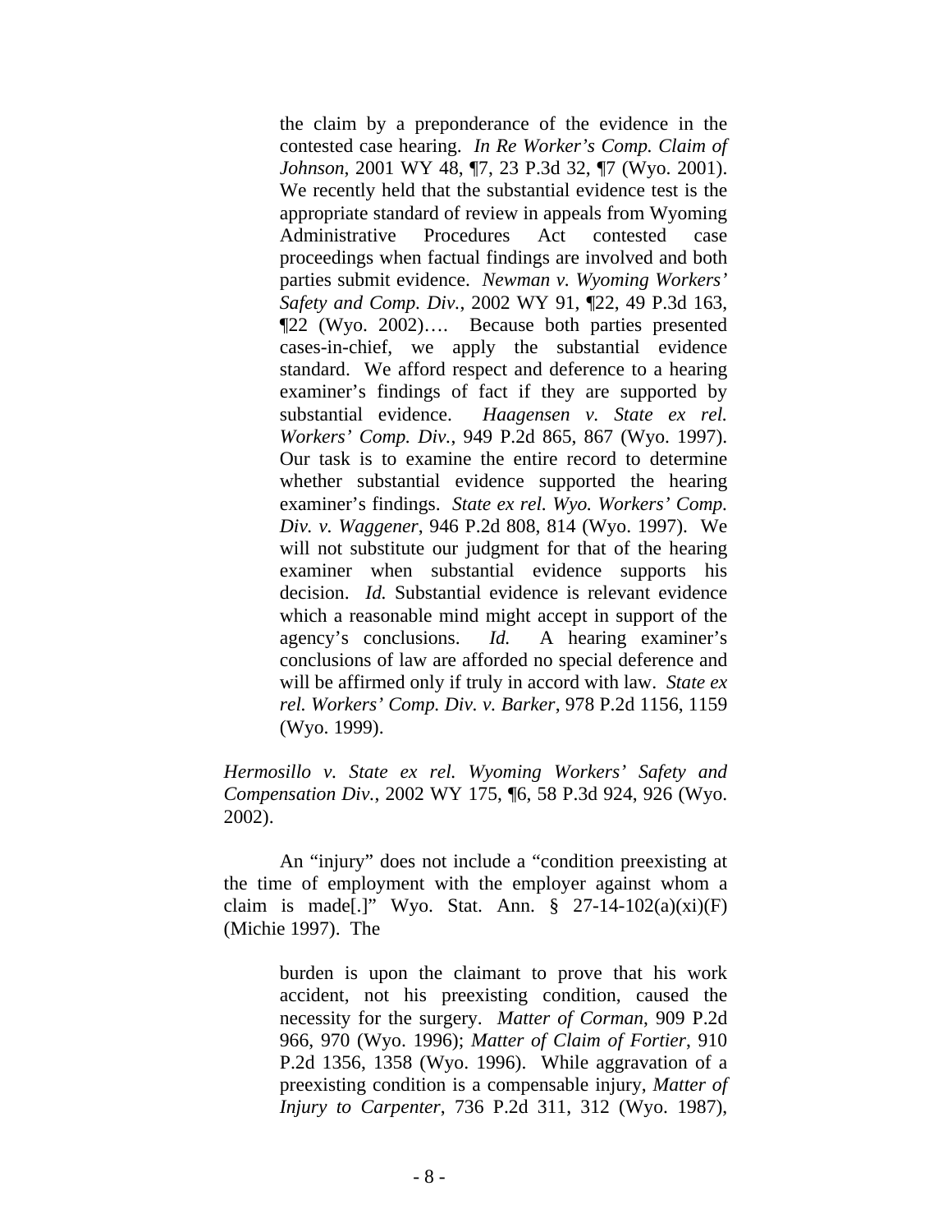> the claim by a preponderance of the evidence in the contested case hearing. *In Re Worker's Comp. Claim of Johnson*, 2001 WY 48, ¶7, 23 P.3d 32, ¶7 (Wyo. 2001). We recently held that the substantial evidence test is the appropriate standard of review in appeals from Wyoming Administrative Procedures Act contested case proceedings when factual findings are involved and both parties submit evidence. *Newman v. Wyoming Workers' Safety and Comp. Div.*, 2002 WY 91, ¶22, 49 P.3d 163, ¶22 (Wyo. 2002)…. Because both parties presented cases-in-chief, we apply the substantial evidence standard. We afford respect and deference to a hearing examiner's findings of fact if they are supported by substantial evidence. *Haagensen v. State ex rel. Workers' Comp. Div.*, 949 P.2d 865, 867 (Wyo. 1997). Our task is to examine the entire record to determine whether substantial evidence supported the hearing examiner's findings. *State ex rel. Wyo. Workers' Comp. Div. v. Waggener*, 946 P.2d 808, 814 (Wyo. 1997). We will not substitute our judgment for that of the hearing examiner when substantial evidence supports his decision. *Id.* Substantial evidence is relevant evidence which a reasonable mind might accept in support of the agency's conclusions. *Id.* A hearing examiner's conclusions of law are afforded no special deference and will be affirmed only if truly in accord with law. *State ex rel. Workers' Comp. Div. v. Barker*, 978 P.2d 1156, 1159 (Wyo. 1999).

*Hermosillo v. State ex rel. Wyoming Workers' Safety and Compensation Div.*, 2002 WY 175, ¶6, 58 P.3d 924, 926 (Wyo. 2002).

An "injury" does not include a "condition preexisting at the time of employment with the employer against whom a claim is made[.]" Wyo. Stat. Ann. § 27-14-102(a)(xi)(F) (Michie 1997). The

> burden is upon the claimant to prove that his work accident, not his preexisting condition, caused the necessity for the surgery. *Matter of Corman*, 909 P.2d 966, 970 (Wyo. 1996); *Matter of Claim of Fortier*, 910 P.2d 1356, 1358 (Wyo. 1996). While aggravation of a preexisting condition is a compensable injury, *Matter of Injury to Carpenter*, 736 P.2d 311, 312 (Wyo. 1987),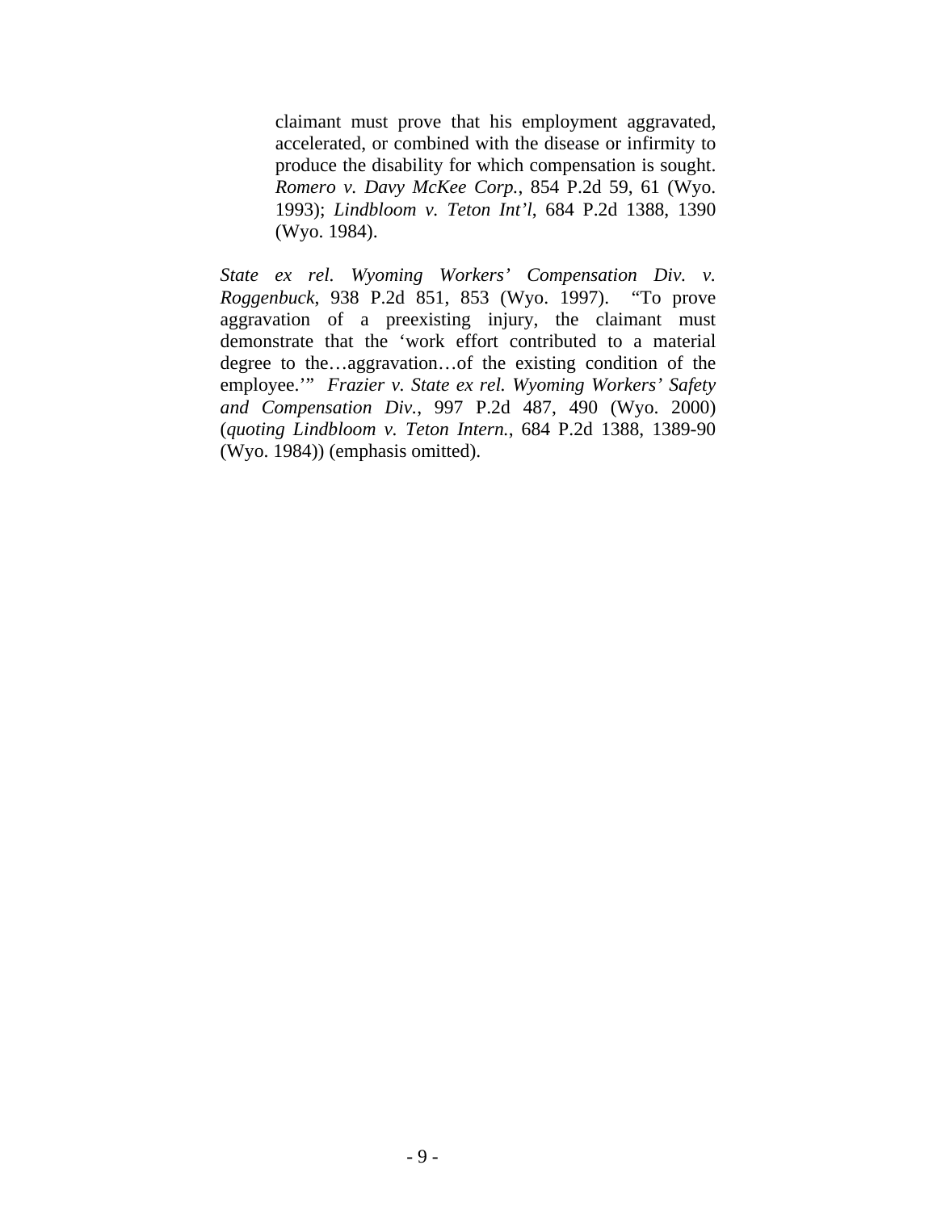> claimant must prove that his employment aggravated, accelerated, or combined with the disease or infirmity to produce the disability for which compensation is sought. *Romero v. Davy McKee Corp.*, 854 P.2d 59, 61 (Wyo. 1993); *Lindbloom v. Teton Int'l*, 684 P.2d 1388, 1390 (Wyo. 1984).

*State ex rel. Wyoming Workers' Compensation Div. v. Roggenbuck*, 938 P.2d 851, 853 (Wyo. 1997). "To prove aggravation of a preexisting injury, the claimant must demonstrate that the 'work effort contributed to a material degree to the…aggravation…of the existing condition of the employee.'" *Frazier v. State ex rel. Wyoming Workers' Safety and Compensation Div.*, 997 P.2d 487, 490 (Wyo. 2000) (*quoting Lindbloom v. Teton Intern.*, 684 P.2d 1388, 1389-90 (Wyo. 1984)) (emphasis omitted).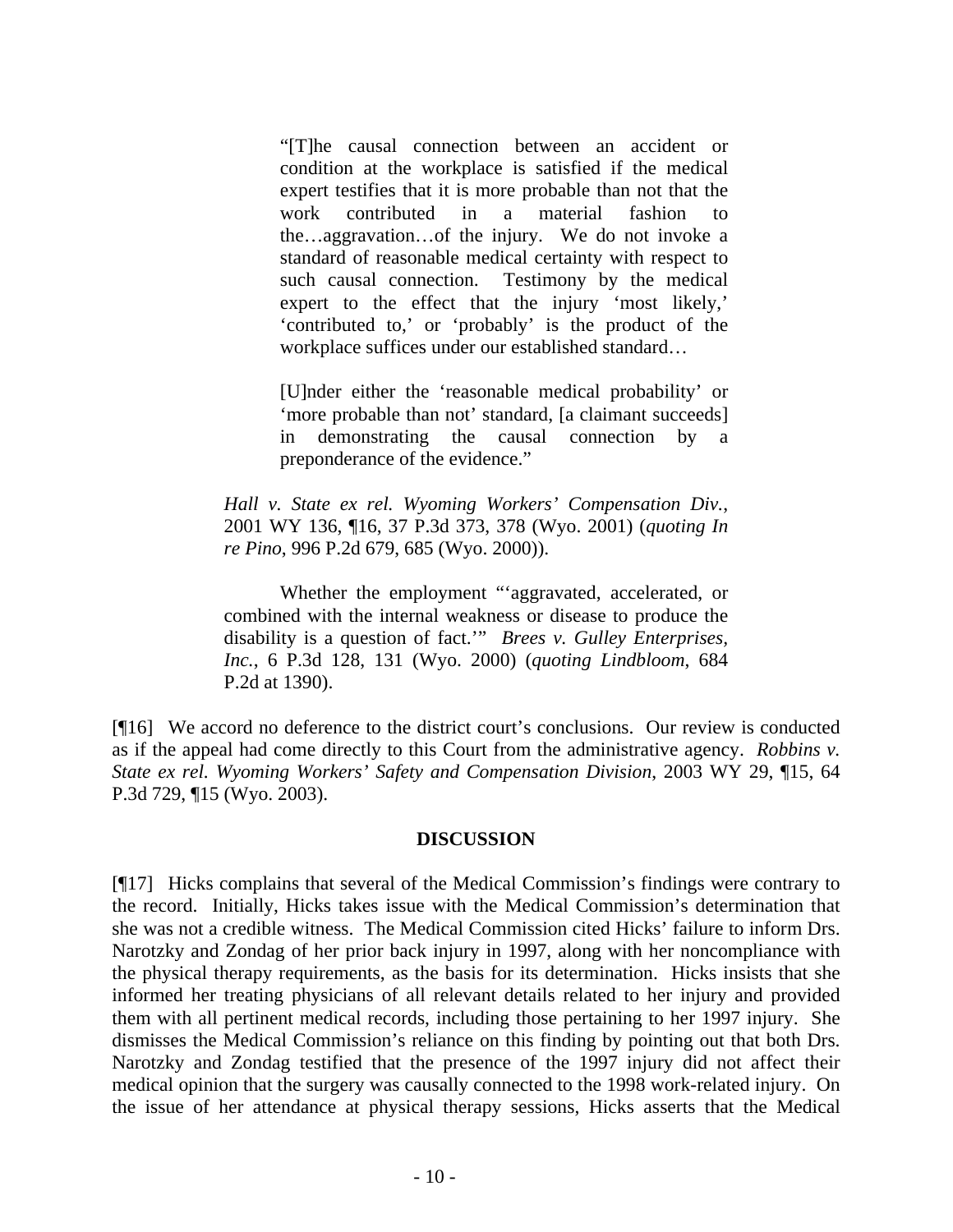> "[T]he causal connection between an accident or condition at the workplace is satisfied if the medical expert testifies that it is more probable than not that the work contributed in a material fashion to the…aggravation…of the injury. We do not invoke a standard of reasonable medical certainty with respect to such causal connection. Testimony by the medical expert to the effect that the injury 'most likely,' 'contributed to,' or 'probably' is the product of the workplace suffices under our established standard…
>
> [U]nder either the 'reasonable medical probability' or 'more probable than not' standard, [a claimant succeeds] in demonstrating the causal connection by a preponderance of the evidence."

> *Hall v. State ex rel. Wyoming Workers' Compensation Div.*, 2001 WY 136, ¶16, 37 P.3d 373, 378 (Wyo. 2001) (*quoting In re Pino*, 996 P.2d 679, 685 (Wyo. 2000)).
>
> Whether the employment "'aggravated, accelerated, or combined with the internal weakness or disease to produce the disability is a question of fact.'" *Brees v. Gulley Enterprises, Inc.*, 6 P.3d 128, 131 (Wyo. 2000) (*quoting Lindbloom*, 684 P.2d at 1390).

[¶16] We accord no deference to the district court's conclusions. Our review is conducted as if the appeal had come directly to this Court from the administrative agency. *Robbins v. State ex rel. Wyoming Workers' Safety and Compensation Division,* 2003 WY 29, ¶15, 64 P.3d 729, ¶15 (Wyo. 2003).

**DISCUSSION**

[¶17] Hicks complains that several of the Medical Commission's findings were contrary to the record. Initially, Hicks takes issue with the Medical Commission's determination that she was not a credible witness. The Medical Commission cited Hicks' failure to inform Drs. Narotzky and Zondag of her prior back injury in 1997, along with her noncompliance with the physical therapy requirements, as the basis for its determination. Hicks insists that she informed her treating physicians of all relevant details related to her injury and provided them with all pertinent medical records, including those pertaining to her 1997 injury. She dismisses the Medical Commission's reliance on this finding by pointing out that both Drs. Narotzky and Zondag testified that the presence of the 1997 injury did not affect their medical opinion that the surgery was causally connected to the 1998 work-related injury. On the issue of her attendance at physical therapy sessions, Hicks asserts that the Medical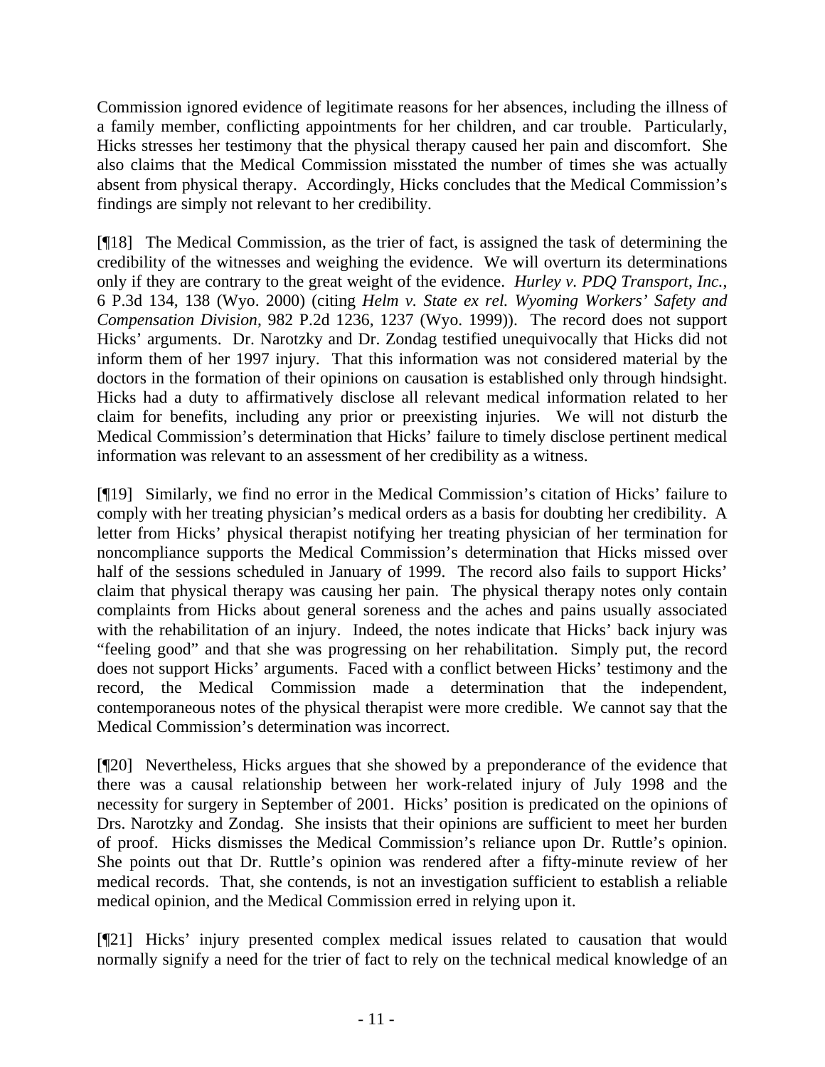Commission ignored evidence of legitimate reasons for her absences, including the illness of a family member, conflicting appointments for her children, and car trouble. Particularly, Hicks stresses her testimony that the physical therapy caused her pain and discomfort. She also claims that the Medical Commission misstated the number of times she was actually absent from physical therapy. Accordingly, Hicks concludes that the Medical Commission's findings are simply not relevant to her credibility.

[¶18] The Medical Commission, as the trier of fact, is assigned the task of determining the credibility of the witnesses and weighing the evidence. We will overturn its determinations only if they are contrary to the great weight of the evidence. *Hurley v. PDQ Transport, Inc.*, 6 P.3d 134, 138 (Wyo. 2000) (citing *Helm v. State ex rel. Wyoming Workers' Safety and Compensation Division*, 982 P.2d 1236, 1237 (Wyo. 1999)). The record does not support Hicks' arguments. Dr. Narotzky and Dr. Zondag testified unequivocally that Hicks did not inform them of her 1997 injury. That this information was not considered material by the doctors in the formation of their opinions on causation is established only through hindsight. Hicks had a duty to affirmatively disclose all relevant medical information related to her claim for benefits, including any prior or preexisting injuries. We will not disturb the Medical Commission's determination that Hicks' failure to timely disclose pertinent medical information was relevant to an assessment of her credibility as a witness.

[¶19] Similarly, we find no error in the Medical Commission's citation of Hicks' failure to comply with her treating physician's medical orders as a basis for doubting her credibility. A letter from Hicks' physical therapist notifying her treating physician of her termination for noncompliance supports the Medical Commission's determination that Hicks missed over half of the sessions scheduled in January of 1999. The record also fails to support Hicks' claim that physical therapy was causing her pain. The physical therapy notes only contain complaints from Hicks about general soreness and the aches and pains usually associated with the rehabilitation of an injury. Indeed, the notes indicate that Hicks' back injury was "feeling good" and that she was progressing on her rehabilitation. Simply put, the record does not support Hicks' arguments. Faced with a conflict between Hicks' testimony and the record, the Medical Commission made a determination that the independent, contemporaneous notes of the physical therapist were more credible. We cannot say that the Medical Commission's determination was incorrect.

[¶20] Nevertheless, Hicks argues that she showed by a preponderance of the evidence that there was a causal relationship between her work-related injury of July 1998 and the necessity for surgery in September of 2001. Hicks' position is predicated on the opinions of Drs. Narotzky and Zondag. She insists that their opinions are sufficient to meet her burden of proof. Hicks dismisses the Medical Commission's reliance upon Dr. Ruttle's opinion. She points out that Dr. Ruttle's opinion was rendered after a fifty-minute review of her medical records. That, she contends, is not an investigation sufficient to establish a reliable medical opinion, and the Medical Commission erred in relying upon it.

[¶21] Hicks' injury presented complex medical issues related to causation that would normally signify a need for the trier of fact to rely on the technical medical knowledge of an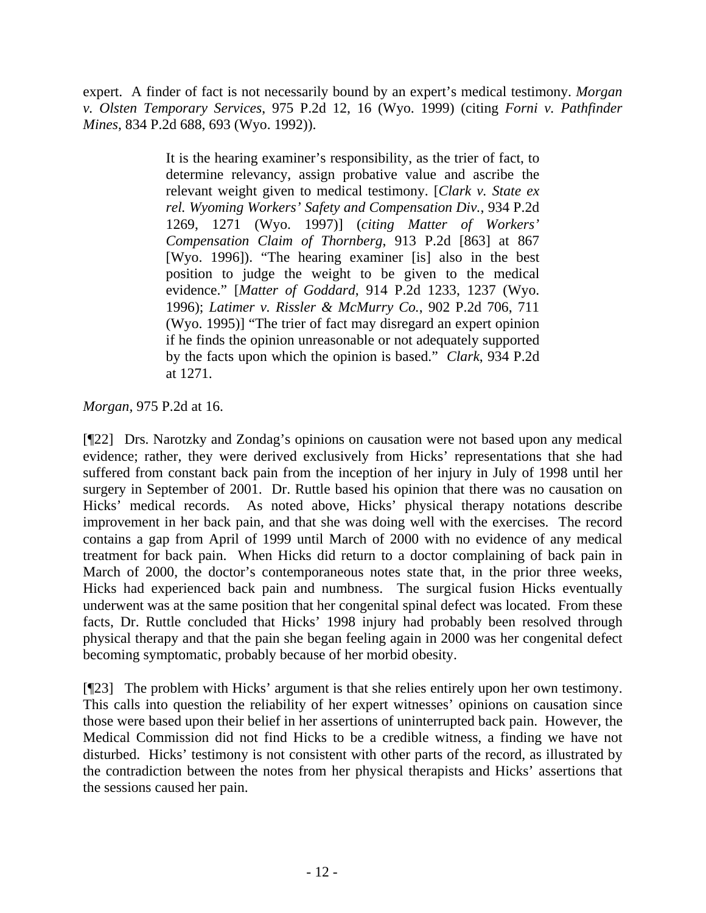expert. A finder of fact is not necessarily bound by an expert's medical testimony. *Morgan v. Olsten Temporary Services*, 975 P.2d 12, 16 (Wyo. 1999) (citing *Forni v. Pathfinder Mines*, 834 P.2d 688, 693 (Wyo. 1992)).

> It is the hearing examiner's responsibility, as the trier of fact, to determine relevancy, assign probative value and ascribe the relevant weight given to medical testimony. [*Clark v. State ex rel. Wyoming Workers' Safety and Compensation Div.*, 934 P.2d 1269, 1271 (Wyo. 1997)] (*citing Matter of Workers' Compensation Claim of Thornberg*, 913 P.2d [863] at 867 [Wyo. 1996]). "The hearing examiner [is] also in the best position to judge the weight to be given to the medical evidence." [*Matter of Goddard*, 914 P.2d 1233, 1237 (Wyo. 1996); *Latimer v. Rissler & McMurry Co.*, 902 P.2d 706, 711 (Wyo. 1995)] "The trier of fact may disregard an expert opinion if he finds the opinion unreasonable or not adequately supported by the facts upon which the opinion is based." *Clark*, 934 P.2d at 1271.

*Morgan*, 975 P.2d at 16.

[¶22] Drs. Narotzky and Zondag's opinions on causation were not based upon any medical evidence; rather, they were derived exclusively from Hicks' representations that she had suffered from constant back pain from the inception of her injury in July of 1998 until her surgery in September of 2001. Dr. Ruttle based his opinion that there was no causation on Hicks' medical records. As noted above, Hicks' physical therapy notations describe improvement in her back pain, and that she was doing well with the exercises. The record contains a gap from April of 1999 until March of 2000 with no evidence of any medical treatment for back pain. When Hicks did return to a doctor complaining of back pain in March of 2000, the doctor's contemporaneous notes state that, in the prior three weeks, Hicks had experienced back pain and numbness. The surgical fusion Hicks eventually underwent was at the same position that her congenital spinal defect was located. From these facts, Dr. Ruttle concluded that Hicks' 1998 injury had probably been resolved through physical therapy and that the pain she began feeling again in 2000 was her congenital defect becoming symptomatic, probably because of her morbid obesity.

[¶23] The problem with Hicks' argument is that she relies entirely upon her own testimony. This calls into question the reliability of her expert witnesses' opinions on causation since those were based upon their belief in her assertions of uninterrupted back pain. However, the Medical Commission did not find Hicks to be a credible witness, a finding we have not disturbed. Hicks' testimony is not consistent with other parts of the record, as illustrated by the contradiction between the notes from her physical therapists and Hicks' assertions that the sessions caused her pain.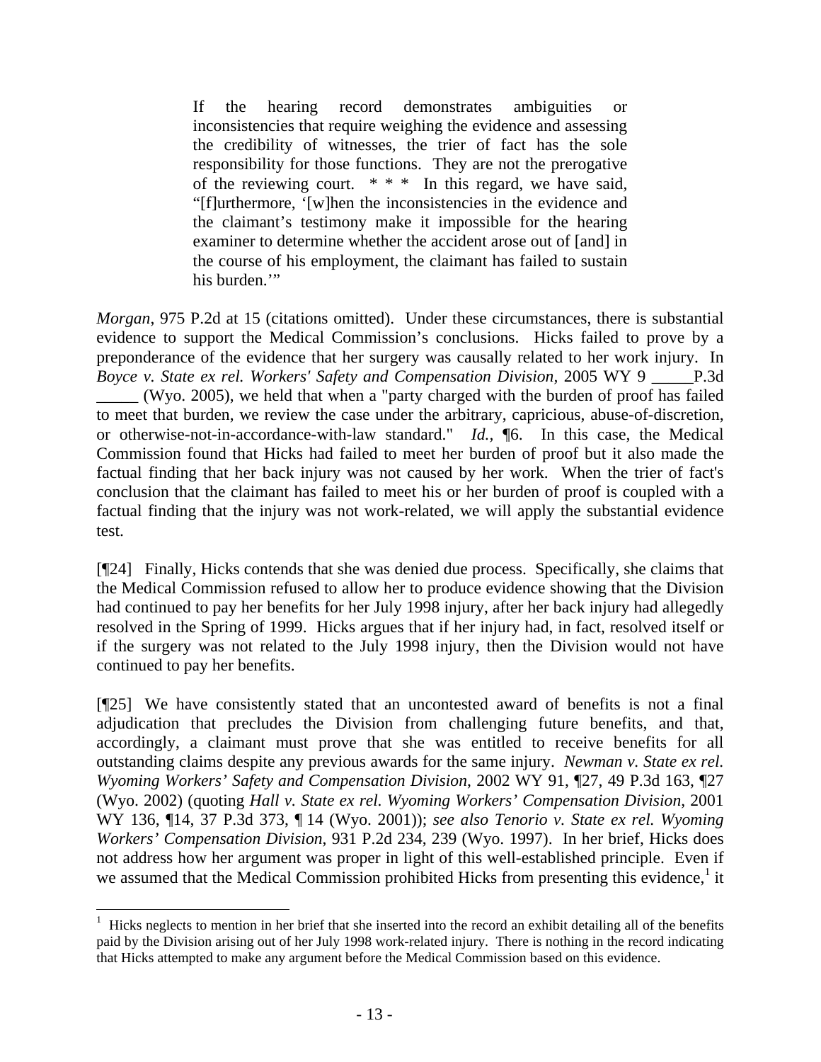> If the hearing record demonstrates ambiguities or inconsistencies that require weighing the evidence and assessing the credibility of witnesses, the trier of fact has the sole responsibility for those functions. They are not the prerogative of the reviewing court. * * * In this regard, we have said, "[f]urthermore, '[w]hen the inconsistencies in the evidence and the claimant's testimony make it impossible for the hearing examiner to determine whether the accident arose out of [and] in the course of his employment, the claimant has failed to sustain his burden.'"

*Morgan*, 975 P.2d at 15 (citations omitted). Under these circumstances, there is substantial evidence to support the Medical Commission's conclusions. Hicks failed to prove by a preponderance of the evidence that her surgery was causally related to her work injury. In *Boyce v. State ex rel. Workers' Safety and Compensation Division*, 2005 WY 9 _____P.3d _____ (Wyo. 2005), we held that when a "party charged with the burden of proof has failed to meet that burden, we review the case under the arbitrary, capricious, abuse-of-discretion, or otherwise-not-in-accordance-with-law standard." *Id.*, ¶6. In this case, the Medical Commission found that Hicks had failed to meet her burden of proof but it also made the factual finding that her back injury was not caused by her work. When the trier of fact's conclusion that the claimant has failed to meet his or her burden of proof is coupled with a factual finding that the injury was not work-related, we will apply the substantial evidence test.

[¶24] Finally, Hicks contends that she was denied due process. Specifically, she claims that the Medical Commission refused to allow her to produce evidence showing that the Division had continued to pay her benefits for her July 1998 injury, after her back injury had allegedly resolved in the Spring of 1999. Hicks argues that if her injury had, in fact, resolved itself or if the surgery was not related to the July 1998 injury, then the Division would not have continued to pay her benefits.

[¶25] We have consistently stated that an uncontested award of benefits is not a final adjudication that precludes the Division from challenging future benefits, and that, accordingly, a claimant must prove that she was entitled to receive benefits for all outstanding claims despite any previous awards for the same injury. *Newman v. State ex rel. Wyoming Workers' Safety and Compensation Division*, 2002 WY 91, ¶27, 49 P.3d 163, ¶27 (Wyo. 2002) (quoting *Hall v. State ex rel. Wyoming Workers' Compensation Division*, 2001 WY 136, ¶14, 37 P.3d 373, ¶ 14 (Wyo. 2001)); *see also Tenorio v. State ex rel. Wyoming Workers' Compensation Division*, 931 P.2d 234, 239 (Wyo. 1997). In her brief, Hicks does not address how her argument was proper in light of this well-established principle. Even if we assumed that the Medical Commission prohibited Hicks from presenting this evidence,[1] it

---

[1] Hicks neglects to mention in her brief that she inserted into the record an exhibit detailing all of the benefits paid by the Division arising out of her July 1998 work-related injury. There is nothing in the record indicating that Hicks attempted to make any argument before the Medical Commission based on this evidence.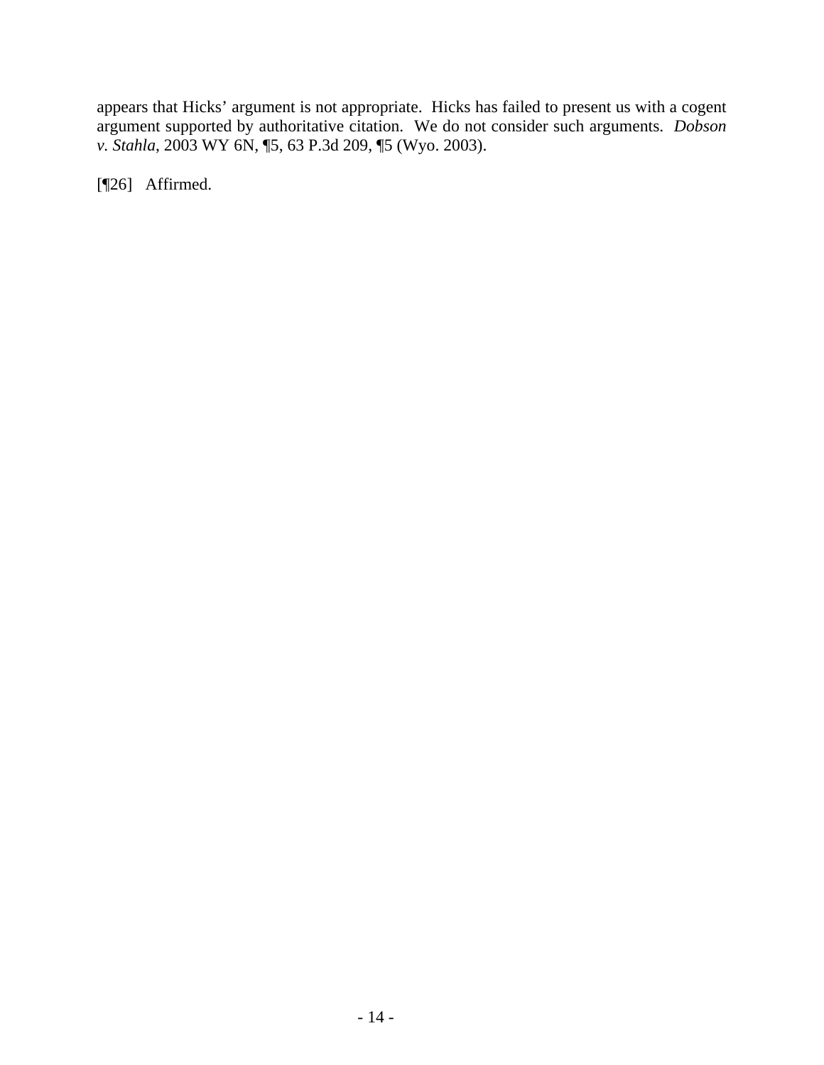appears that Hicks' argument is not appropriate. Hicks has failed to present us with a cogent argument supported by authoritative citation. We do not consider such arguments. *Dobson v. Stahla*, 2003 WY 6N, ¶5, 63 P.3d 209, ¶5 (Wyo. 2003).

[¶26] Affirmed.